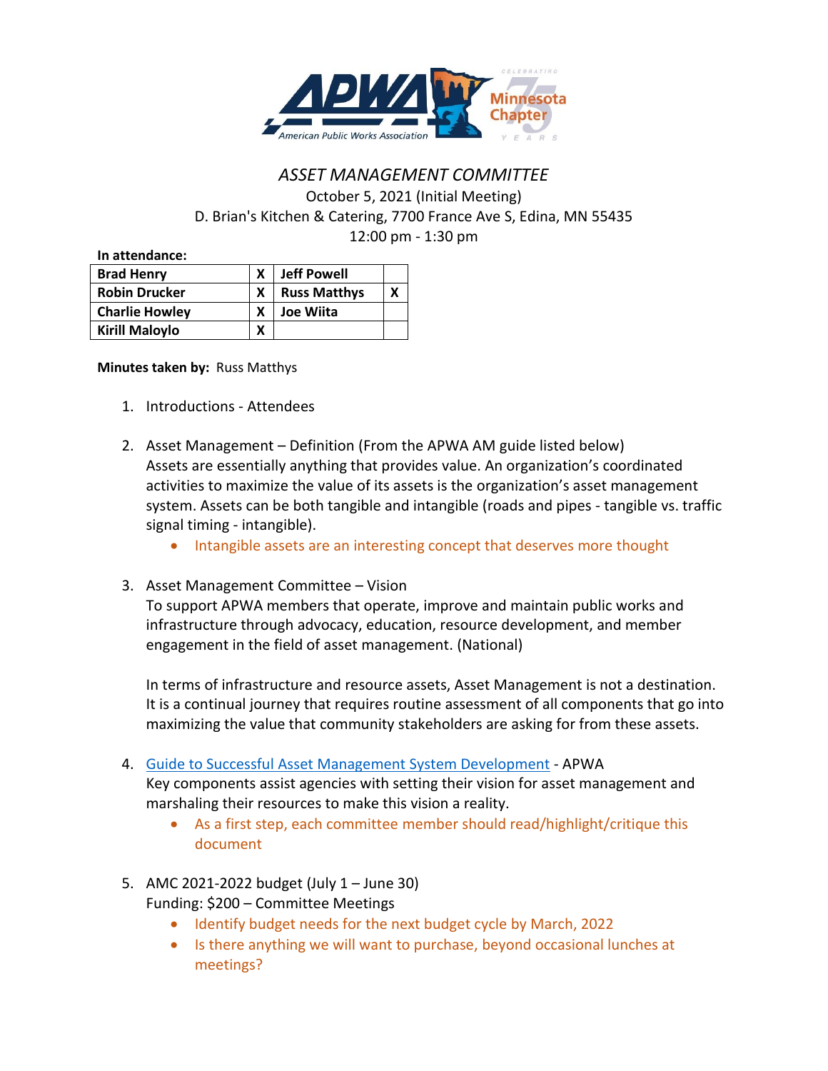# *ASSET MANAGEMENT COMMITTEE*

October 5, 2021 (Initial Meeting)
D. Brian's Kitchen & Catering, 7700 France Ave S, Edina, MN 55435
12:00 pm - 1:30 pm

**In attendance:**

| Brad Henry | X | Jeff Powell | |
|---|---|---|---|
| Robin Drucker | X | Russ Matthys | X |
| Charlie Howley | X | Joe Wiita | |
| Kirill Maloylo | X | | |

**Minutes taken by:** Russ Matthys

1. Introductions - Attendees

2. Asset Management – Definition (From the APWA AM guide listed below)
   Assets are essentially anything that provides value. An organization's coordinated activities to maximize the value of its assets is the organization's asset management system. Assets can be both tangible and intangible (roads and pipes - tangible vs. traffic signal timing - intangible).
   - Intangible assets are an interesting concept that deserves more thought

3. Asset Management Committee – Vision
   To support APWA members that operate, improve and maintain public works and infrastructure through advocacy, education, resource development, and member engagement in the field of asset management. (National)

   In terms of infrastructure and resource assets, Asset Management is not a destination. It is a continual journey that requires routine assessment of all components that go into maximizing the value that community stakeholders are asking for from these assets.

4. Guide to Successful Asset Management System Development - APWA
   Key components assist agencies with setting their vision for asset management and marshaling their resources to make this vision a reality.
   - As a first step, each committee member should read/highlight/critique this document

5. AMC 2021-2022 budget (July 1 – June 30)
   Funding: $200 – Committee Meetings
   - Identify budget needs for the next budget cycle by March, 2022
   - Is there anything we will want to purchase, beyond occasional lunches at meetings?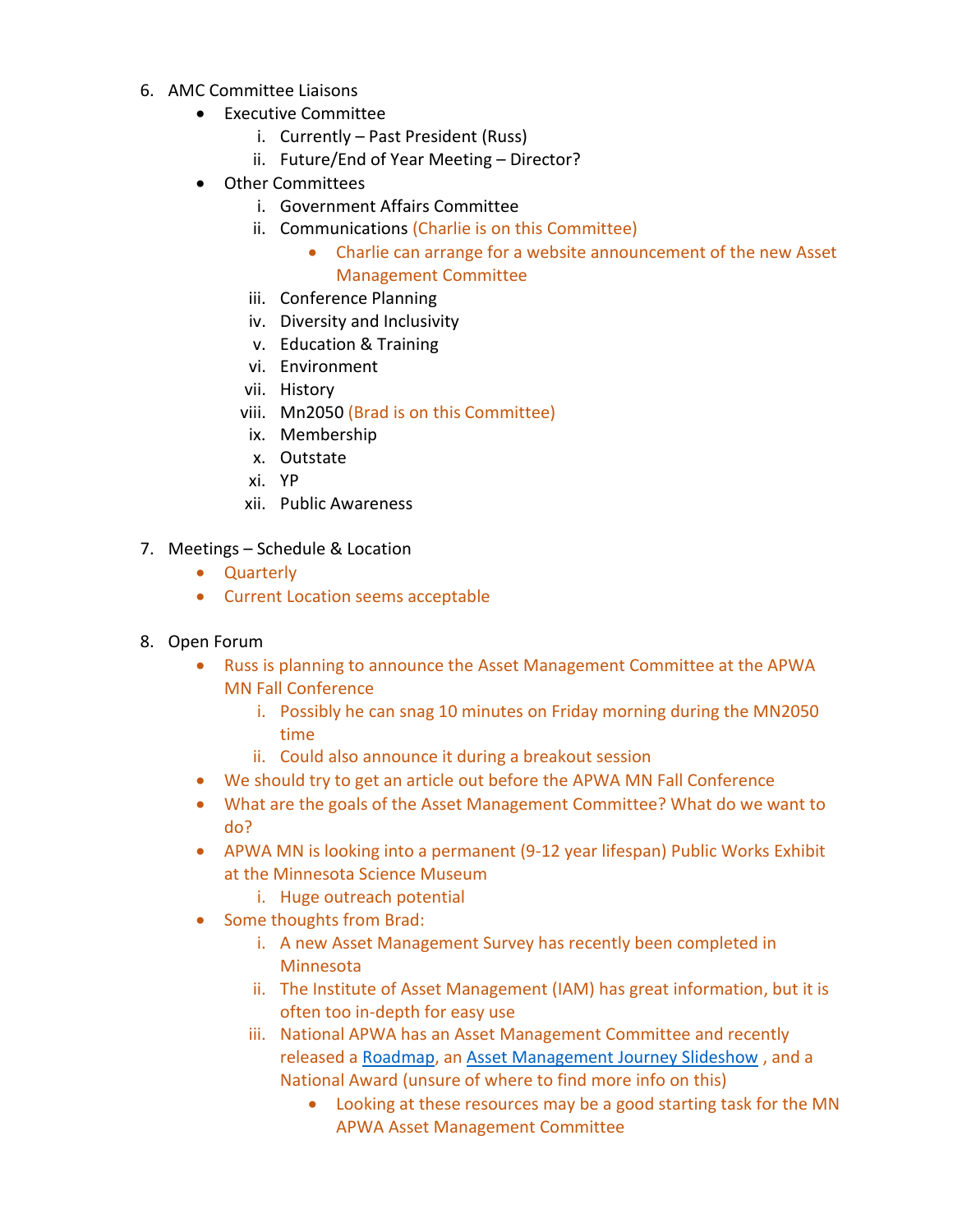6. AMC Committee Liaisons
    - Executive Committee
        i. Currently – Past President (Russ)
        ii. Future/End of Year Meeting – Director?
    - Other Committees
        i. Government Affairs Committee
        ii. Communications (Charlie is on this Committee)
            - Charlie can arrange for a website announcement of the new Asset Management Committee
        iii. Conference Planning
        iv. Diversity and Inclusivity
        v. Education & Training
        vi. Environment
        vii. History
        viii. Mn2050 (Brad is on this Committee)
        ix. Membership
        x. Outstate
        xi. YP
        xii. Public Awareness

7. Meetings – Schedule & Location
    - Quarterly
    - Current Location seems acceptable

8. Open Forum
    - Russ is planning to announce the Asset Management Committee at the APWA MN Fall Conference
        i. Possibly he can snag 10 minutes on Friday morning during the MN2050 time
        ii. Could also announce it during a breakout session
    - We should try to get an article out before the APWA MN Fall Conference
    - What are the goals of the Asset Management Committee? What do we want to do?
    - APWA MN is looking into a permanent (9-12 year lifespan) Public Works Exhibit at the Minnesota Science Museum
        i. Huge outreach potential
    - Some thoughts from Brad:
        i. A new Asset Management Survey has recently been completed in Minnesota
        ii. The Institute of Asset Management (IAM) has great information, but it is often too in-depth for easy use
        iii. National APWA has an Asset Management Committee and recently released a Roadmap, an Asset Management Journey Slideshow , and a National Award (unsure of where to find more info on this)
            - Looking at these resources may be a good starting task for the MN APWA Asset Management Committee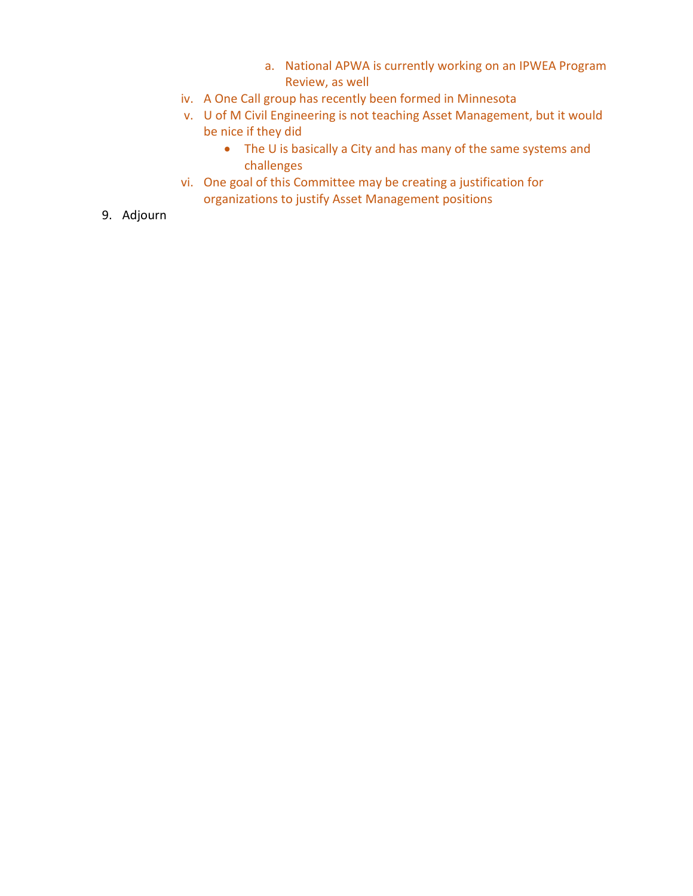a. National APWA is currently working on an IPWEA Program Review, as well

   iv. A One Call group has recently been formed in Minnesota

   v. U of M Civil Engineering is not teaching Asset Management, but it would be nice if they did
      - The U is basically a City and has many of the same systems and challenges

   vi. One goal of this Committee may be creating a justification for organizations to justify Asset Management positions

9. Adjourn